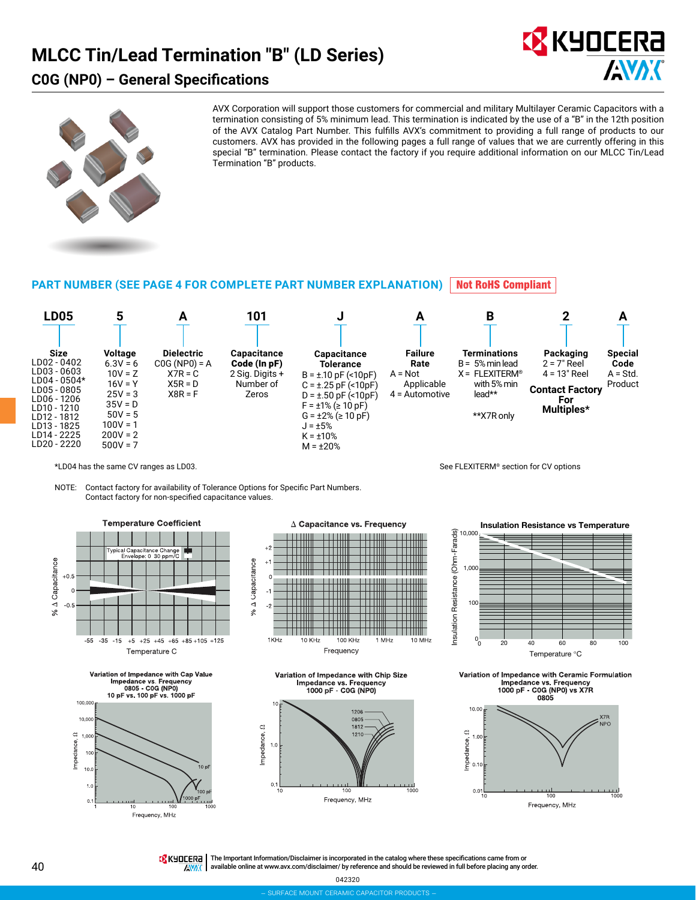# MLCC Tin/Lead Termination "B" (LD Series)

## C0G (NP0) – General Specifications

AVX Corporation will support those customers for commercial and military Multilayer Ceramic Capacitors with a termination consisting of 5% minimum lead. This termination is indicated by the use of a "B" in the 12th position of the AVX Catalog Part Number. This fulfills AVX's commitment to providing a full range of products to our customers. AVX has provided in the following pages a full range of values that we are currently offering in this special "B" termination. Please contact the factory if you require additional information on our MLCC Tin/Lead Termination "B" products.

### PART NUMBER (SEE PAGE 4 FOR COMPLETE PART NUMBER EXPLANATION) Not RoHS Compliant

| LD05 | 5 | A | 101 | J | A | B | 2 | A |
|---|---|---|---|---|---|---|---|---|
| **Size** | **Voltage** | **Dielectric** | **Capacitance Code (In pF)** | **Capacitance Tolerance** | **Failure Rate** | **Terminations** | **Packaging** | **Special Code** |
| LD02 - 0402<br>LD03 - 0603<br>LD04 - 0504*<br>LD05 - 0805<br>LD06 - 1206<br>LD10 - 1210<br>LD12 - 1812<br>LD13 - 1825<br>LD14 - 2225<br>LD20 - 2220 | 6.3V = 6<br>10V = Z<br>16V = Y<br>25V = 3<br>35V = D<br>50V = 5<br>100V = 1<br>200V = 2<br>500V = 7 | C0G (NP0) = A<br>X7R = C<br>X5R = D<br>X8R = F | 2 Sig. Digits + Number of Zeros | B = ±.10 pF (<10pF)<br>C = ±.25 pF (<10pF)<br>D = ±.50 pF (<10pF)<br>F = ±1% (≥ 10 pF)<br>G = ±2% (≥ 10 pF)<br>J = ±5%<br>K = ±10%<br>M = ±20% | A = Not Applicable<br>4 = Automotive | B = 5% min lead<br>X = FLEXITERM® with 5% min lead**<br><br>**X7R only | 2 = 7" Reel<br>4 = 13" Reel<br><br>**Contact Factory For Multiples*** | A = Std. Product |

*LD04 has the same CV ranges as LD03.

See FLEXITERM® section for CV options

NOTE: Contact factory for availability of Tolerance Options for Specific Part Numbers.
Contact factory for non-specified capacitance values.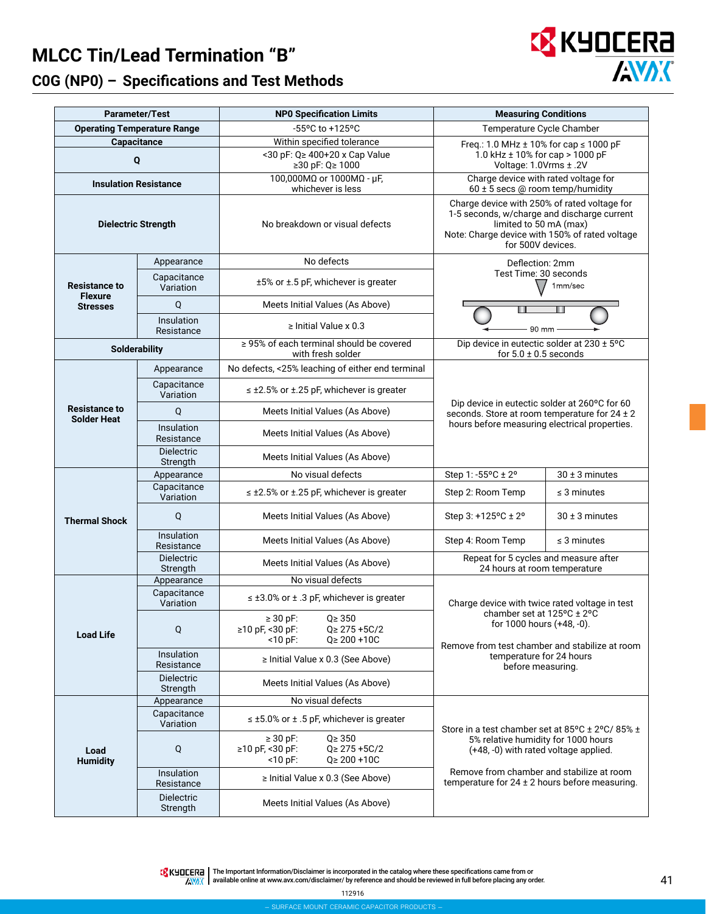# MLCC Tin/Lead Termination "B"

## C0G (NP0) – Specifications and Test Methods

| Parameter/Test | | NP0 Specification Limits | Measuring Conditions | |
|---|---|---|---|---|
| Operating Temperature Range | | -55°C to +125°C | Temperature Cycle Chamber | |
| Capacitance | | Within specified tolerance | Freq.: 1.0 MHz ± 10% for cap ≤ 1000 pF<br>1.0 kHz ± 10% for cap > 1000 pF<br>Voltage: 1.0Vrms ± .2V | |
| Q | | <30 pF: Q≥ 400+20 x Cap Value<br>≥30 pF: Q≥ 1000 | | |
| Insulation Resistance | | 100,000MΩ or 1000MΩ - μF, whichever is less | Charge device with rated voltage for 60 ± 5 secs @ room temp/humidity | |
| Dielectric Strength | | No breakdown or visual defects | Charge device with 250% of rated voltage for 1-5 seconds, w/charge and discharge current limited to 50 mA (max)<br>Note: Charge device with 150% of rated voltage for 500V devices. | |
| Resistance to Flexure Stresses | Appearance | No defects | Deflection: 2mm<br>Test Time: 30 seconds<br>1mm/sec<br>90 mm | |
| | Capacitance Variation | ±5% or ±.5 pF, whichever is greater | | |
| | Q | Meets Initial Values (As Above) | | |
| | Insulation Resistance | ≥ Initial Value x 0.3 | | |
| Solderability | | ≥ 95% of each terminal should be covered with fresh solder | Dip device in eutectic solder at 230 ± 5°C for 5.0 ± 0.5 seconds | |
| Resistance to Solder Heat | Appearance | No defects, <25% leaching of either end terminal | Dip device in eutectic solder at 260°C for 60 seconds. Store at room temperature for 24 ± 2 hours before measuring electrical properties. | |
| | Capacitance Variation | ≤ ±2.5% or ±.25 pF, whichever is greater | | |
| | Q | Meets Initial Values (As Above) | | |
| | Insulation Resistance | Meets Initial Values (As Above) | | |
| | Dielectric Strength | Meets Initial Values (As Above) | | |
| Thermal Shock | Appearance | No visual defects | Step 1: -55°C ± 2° | 30 ± 3 minutes |
| | Capacitance Variation | ≤ ±2.5% or ±.25 pF, whichever is greater | Step 2: Room Temp | ≤ 3 minutes |
| | Q | Meets Initial Values (As Above) | Step 3: +125°C ± 2° | 30 ± 3 minutes |
| | Insulation Resistance | Meets Initial Values (As Above) | Step 4: Room Temp | ≤ 3 minutes |
| | Dielectric Strength | Meets Initial Values (As Above) | Repeat for 5 cycles and measure after 24 hours at room temperature | |
| Load Life | Appearance | No visual defects | Charge device with twice rated voltage in test chamber set at 125°C ± 2°C for 1000 hours (+48, -0).<br><br>Remove from test chamber and stabilize at room temperature for 24 hours before measuring. | |
| | Capacitance Variation | ≤ ±3.0% or ± .3 pF, whichever is greater | | |
| | Q | ≥ 30 pF: Q≥ 350<br>≥10 pF, <30 pF: Q≥ 275 +5C/2<br><10 pF: Q≥ 200 +10C | | |
| | Insulation Resistance | ≥ Initial Value x 0.3 (See Above) | | |
| | Dielectric Strength | Meets Initial Values (As Above) | | |
| Load Humidity | Appearance | No visual defects | Store in a test chamber set at 85°C ± 2°C/ 85% ± 5% relative humidity for 1000 hours (+48, -0) with rated voltage applied.<br><br>Remove from chamber and stabilize at room temperature for 24 ± 2 hours before measuring. | |
| | Capacitance Variation | ≤ ±5.0% or ± .5 pF, whichever is greater | | |
| | Q | ≥ 30 pF: Q≥ 350<br>≥10 pF, <30 pF: Q≥ 275 +5C/2<br><10 pF: Q≥ 200 +10C | | |
| | Insulation Resistance | ≥ Initial Value x 0.3 (See Above) | | |
| | Dielectric Strength | Meets Initial Values (As Above) | | |

The Important Information/Disclaimer is incorporated in the catalog where these specifications came from or available online at www.avx.com/disclaimer/ by reference and should be reviewed in full before placing any order.

112916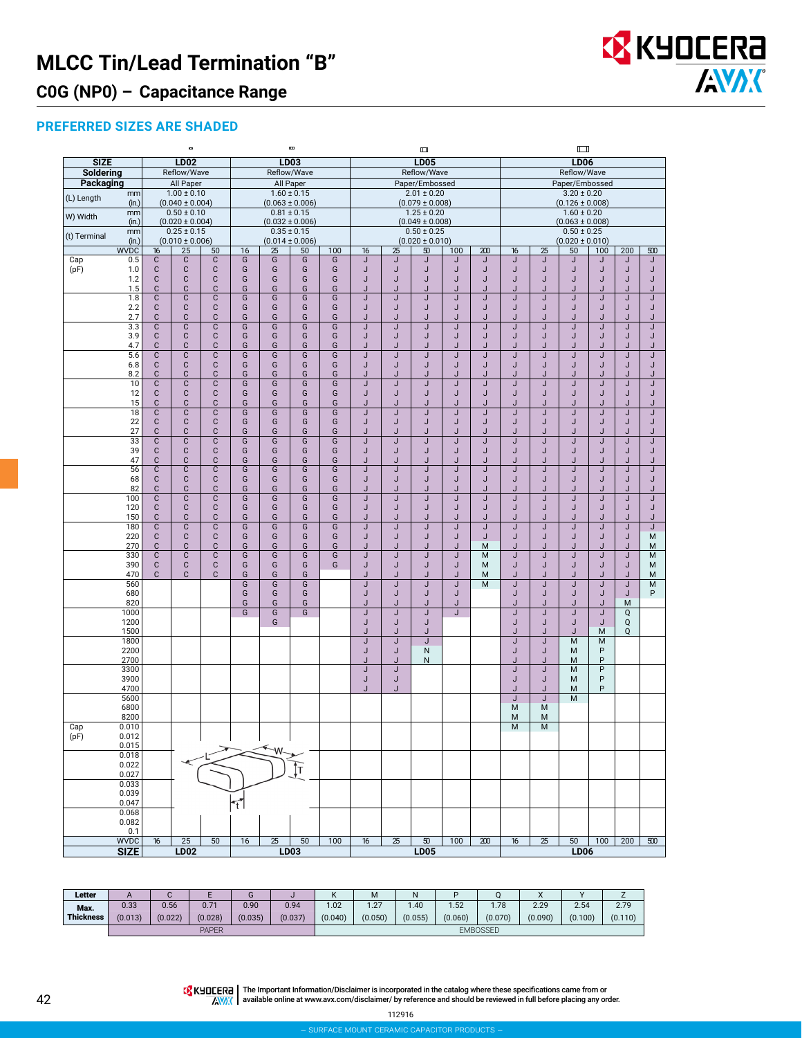# MLCC Tin/Lead Termination "B"

## C0G (NP0) – Capacitance Range

### PREFERRED SIZES ARE SHADED

| SIZE | | LD02 | | | LD03 | | | | LD05 | | | | | LD06 | | | | | |
|---|---|---|---|---|---|---|---|---|---|---|---|---|---|---|---|---|---|---|---|
| Soldering | | Reflow/Wave | | | Reflow/Wave | | | | Reflow/Wave | | | | | Reflow/Wave | | | | | |
| Packaging | | All Paper | | | All Paper | | | | Paper/Embossed | | | | | Paper/Embossed | | | | | |
| (L) Length | mm | 1.00 ± 0.10 | | | 1.60 ± 0.15 | | | | 2.01 ± 0.20 | | | | | 3.20 ± 0.20 | | | | | |
| | (in.) | (0.040 ± 0.004) | | | (0.063 ± 0.006) | | | | (0.079 ± 0.008) | | | | | (0.126 ± 0.008) | | | | | |
| W) Width | mm | 0.50 ± 0.10 | | | 0.81 ± 0.15 | | | | 1.25 ± 0.20 | | | | | 1.60 ± 0.20 | | | | | |
| | (in.) | (0.020 ± 0.004) | | | (0.032 ± 0.006) | | | | (0.049 ± 0.008) | | | | | (0.063 ± 0.008) | | | | | |
| (t) Terminal | mm | 0.25 ± 0.15 | | | 0.35 ± 0.15 | | | | 0.50 ± 0.25 | | | | | 0.50 ± 0.25 | | | | | |
| | (in.) | (0.010 ± 0.006) | | | (0.014 ± 0.006) | | | | (0.020 ± 0.010) | | | | | (0.020 ± 0.010) | | | | | |
| | WVDC | 16 | 25 | 50 | 16 | 25 | 50 | 100 | 16 | 25 | 50 | 100 | 200 | 16 | 25 | 50 | 100 | 200 | 500 |
| Cap (pF) | 0.5 | C | C | C | G | G | G | G | J | J | J | J | J | J | J | J | J | J | J |
| | 1.0 | C | C | C | G | G | G | G | J | J | J | J | J | J | J | J | J | J | J |
| | 1.2 | C | C | C | G | G | G | G | J | J | J | J | J | J | J | J | J | J | J |
| | 1.5 | C | C | C | G | G | G | G | J | J | J | J | J | J | J | J | J | J | J |
| | 1.8 | C | C | C | G | G | G | G | J | J | J | J | J | J | J | J | J | J | J |
| | 2.2 | C | C | C | G | G | G | G | J | J | J | J | J | J | J | J | J | J | J |
| | 2.7 | C | C | C | G | G | G | G | J | J | J | J | J | J | J | J | J | J | J |
| | 3.3 | C | C | C | G | G | G | G | J | J | J | J | J | J | J | J | J | J | J |
| | 3.9 | C | C | C | G | G | G | G | J | J | J | J | J | J | J | J | J | J | J |
| | 4.7 | C | C | C | G | G | G | G | J | J | J | J | J | J | J | J | J | J | J |
| | 5.6 | C | C | C | G | G | G | G | J | J | J | J | J | J | J | J | J | J | J |
| | 6.8 | C | C | C | G | G | G | G | J | J | J | J | J | J | J | J | J | J | J |
| | 8.2 | C | C | C | G | G | G | G | J | J | J | J | J | J | J | J | J | J | J |
| | 10 | C | C | C | G | G | G | G | J | J | J | J | J | J | J | J | J | J | J |
| | 12 | C | C | C | G | G | G | G | J | J | J | J | J | J | J | J | J | J | J |
| | 15 | C | C | C | G | G | G | G | J | J | J | J | J | J | J | J | J | J | J |
| | 18 | C | C | C | G | G | G | G | J | J | J | J | J | J | J | J | J | J | J |
| | 22 | C | C | C | G | G | G | G | J | J | J | J | J | J | J | J | J | J | J |
| | 27 | C | C | C | G | G | G | G | J | J | J | J | J | J | J | J | J | J | J |
| | 33 | C | C | C | G | G | G | G | J | J | J | J | J | J | J | J | J | J | J |
| | 39 | C | C | C | G | G | G | G | J | J | J | J | J | J | J | J | J | J | J |
| | 47 | C | C | C | G | G | G | G | J | J | J | J | J | J | J | J | J | J | J |
| | 56 | C | C | C | G | G | G | G | J | J | J | J | J | J | J | J | J | J | J |
| | 68 | C | C | C | G | G | G | G | J | J | J | J | J | J | J | J | J | J | J |
| | 82 | C | C | C | G | G | G | G | J | J | J | J | J | J | J | J | J | J | J |
| | 100 | C | C | C | G | G | G | G | J | J | J | J | J | J | J | J | J | J | J |
| | 120 | C | C | C | G | G | G | G | J | J | J | J | J | J | J | J | J | J | J |
| | 150 | C | C | C | G | G | G | G | J | J | J | J | J | J | J | J | J | J | J |
| | 180 | C | C | C | G | G | G | G | J | J | J | J | J | J | J | J | J | J | J |
| | 220 | C | C | C | G | G | G | G | J | J | J | J | J | J | J | J | J | J | M |
| | 270 | C | C | C | G | G | G | G | J | J | J | J | M | J | J | J | J | J | M |
| | 330 | C | C | C | G | G | G | G | J | J | J | J | M | J | J | J | J | J | M |
| | 390 | C | C | C | G | G | G | G | J | J | J | J | M | J | J | J | J | J | M |
| | 470 | C | C | C | G | G | G | | J | J | J | J | M | J | J | J | J | J | M |
| | 560 | | | | G | G | G | | J | J | J | J | M | J | J | J | J | J | M |
| | 680 | | | | G | G | G | | J | J | J | J | | J | J | J | J | J | P |
| | 820 | | | | G | G | G | | J | J | J | J | | J | J | J | J | M | |
| | 1000 | | | | G | G | G | | J | J | J | J | | J | J | J | J | Q | |
| | 1200 | | | | | G | | | J | J | J | | | J | J | J | J | Q | |
| | 1500 | | | | | | | | J | J | J | | | J | J | J | M | Q | |
| | 1800 | | | | | | | | J | J | J | | | J | J | M | M | | |
| | 2200 | | | | | | | | J | J | N | | | J | J | M | P | | |
| | 2700 | | | | | | | | J | J | N | | | J | J | M | P | | |
| | 3300 | | | | | | | | J | J | | | | J | J | M | P | | |
| | 3900 | | | | | | | | J | J | | | | J | J | M | P | | |
| | 4700 | | | | | | | | J | J | | | | J | J | M | P | | |
| | 5600 | | | | | | | | | | | | | J | J | M | | | |
| | 6800 | | | | | | | | | | | | | M | M | | | | |
| | 8200 | | | | | | | | | | | | | M | M | | | | |
| Cap (pF) | 0.010 | | | | | | | | | | | | | M | M | | | | |
| | 0.012 | | | | | | | | | | | | | | | | | | |
| | 0.015 | | | | | | | | | | | | | | | | | | |
| | 0.018 | | | | | | | | | | | | | | | | | | |
| | 0.022 | | | | | | | | | | | | | | | | | | |
| | 0.027 | | | | | | | | | | | | | | | | | | |
| | 0.033 | | | | | | | | | | | | | | | | | | |
| | 0.039 | | | | | | | | | | | | | | | | | | |
| | 0.047 | | | | | | | | | | | | | | | | | | |
| | 0.068 | | | | | | | | | | | | | | | | | | |
| | 0.082 | | | | | | | | | | | | | | | | | | |
| | 0.1 | | | | | | | | | | | | | | | | | | |
| | WVDC | 16 | 25 | 50 | 16 | 25 | 50 | 100 | 16 | 25 | 50 | 100 | 200 | 16 | 25 | 50 | 100 | 200 | 500 |
| SIZE | | LD02 | | | LD03 | | | | LD05 | | | | | LD06 | | | | | |

| Letter | A | C | E | G | J | K | M | N | P | Q | X | Y | Z |
|---|---|---|---|---|---|---|---|---|---|---|---|---|---|
| Max. Thickness | 0.33 | 0.56 | 0.71 | 0.90 | 0.94 | 1.02 | 1.27 | 1.40 | 1.52 | 1.78 | 2.29 | 2.54 | 2.79 |
| | (0.013) | (0.022) | (0.028) | (0.035) | (0.037) | (0.040) | (0.050) | (0.055) | (0.060) | (0.070) | (0.090) | (0.100) | (0.110) |
| | PAPER | | | | | EMBOSSED | | | | | | | |

The Important Information/Disclaimer is incorporated in the catalog where these specifications came from or available online at www.avx.com/disclaimer/ by reference and should be reviewed in full before placing any order.

112916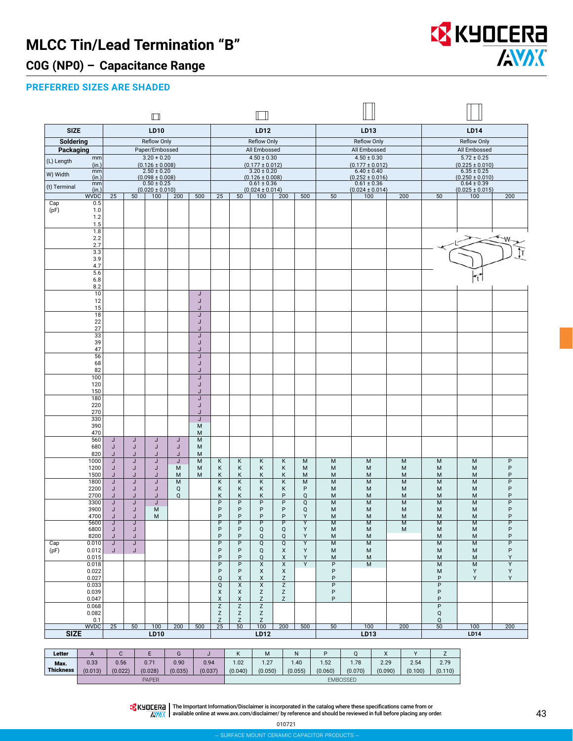# MLCC Tin/Lead Termination "B"

## C0G (NP0) – Capacitance Range

**PREFERRED SIZES ARE SHADED**

| SIZE | LD10 | | | | | LD12 | | | | | LD13 | | | LD14 | | |
|---|---|---|---|---|---|---|---|---|---|---|---|---|---|---|---|---|
| **Soldering** | Reflow Only | | | | | Reflow Only | | | | | Reflow Only | | | Reflow Only | | |
| **Packaging** | Paper/Embossed | | | | | All Embossed | | | | | All Embossed | | | All Embossed | | |
| (L) Length mm (in.) | 3.20 ± 0.20 (0.126 ± 0.008) | | | | | 4.50 ± 0.30 (0.177 ± 0.012) | | | | | 4.50 ± 0.30 (0.177 ± 0.012) | | | 5.72 ± 0.25 (0.225 ± 0.010) | | |
| W) Width mm (in.) | 2.50 ± 0.20 (0.098 ± 0.008) | | | | | 3.20 ± 0.20 (0.126 ± 0.008) | | | | | 6.40 ± 0.40 (0.252 ± 0.016) | | | 6.35 ± 0.25 (0.250 ± 0.010) | | |
| (t) Terminal mm (in.) | 0.50 ± 0.25 (0.020 ± 0.010) | | | | | 0.61 ± 0.36 (0.024 ± 0.014) | | | | | 0.61 ± 0.36 (0.024 ± 0.014) | | | 0.64 ± 0.39 (0.025 ± 0.015) | | |
| WVDC | 25 | 50 | 100 | 200 | 500 | 25 | 50 | 100 | 200 | 500 | 50 | 100 | 200 | 50 | 100 | 200 |
| Cap (pF) 0.5 | | | | | | | | | | | | | | | | |
| 1.0 | | | | | | | | | | | | | | | | |
| 1.2 | | | | | | | | | | | | | | | | |
| 1.5 | | | | | | | | | | | | | | | | |
| 1.8 | | | | | | | | | | | | | | | | |
| 2.2 | | | | | | | | | | | | | | | | |
| 2.7 | | | | | | | | | | | | | | | | |
| 3.3 | | | | | | | | | | | | | | | | |
| 3.9 | | | | | | | | | | | | | | | | |
| 4.7 | | | | | | | | | | | | | | | | |
| 5.6 | | | | | | | | | | | | | | | | |
| 6.8 | | | | | | | | | | | | | | | | |
| 8.2 | | | | | | | | | | | | | | | | |
| 10 | | | | | J | | | | | | | | | | | |
| 12 | | | | | J | | | | | | | | | | | |
| 15 | | | | | J | | | | | | | | | | | |
| 18 | | | | | J | | | | | | | | | | | |
| 22 | | | | | J | | | | | | | | | | | |
| 27 | | | | | J | | | | | | | | | | | |
| 33 | | | | | J | | | | | | | | | | | |
| 39 | | | | | J | | | | | | | | | | | |
| 47 | | | | | J | | | | | | | | | | | |
| 56 | | | | | J | | | | | | | | | | | |
| 68 | | | | | J | | | | | | | | | | | |
| 82 | | | | | J | | | | | | | | | | | |
| 100 | | | | | J | | | | | | | | | | | |
| 120 | | | | | J | | | | | | | | | | | |
| 150 | | | | | J | | | | | | | | | | | |
| 180 | | | | | J | | | | | | | | | | | |
| 220 | | | | | J | | | | | | | | | | | |
| 270 | | | | | J | | | | | | | | | | | |
| 330 | | | | | J | | | | | | | | | | | |
| 390 | | | | | M | | | | | | | | | | | |
| 470 | | | | | M | | | | | | | | | | | |
| 560 | J | J | J | J | M | | | | | | | | | | | |
| 680 | J | J | J | J | M | | | | | | | | | | | |
| 820 | J | J | J | J | M | | | | | | | | | | | |
| 1000 | J | J | J | J | M | K | K | K | K | M | M | M | M | M | M | P |
| 1200 | J | J | J | M | M | K | K | K | K | M | M | M | M | M | M | P |
| 1500 | J | J | J | M | M | K | K | K | K | M | M | M | M | M | M | P |
| 1800 | J | J | J | M | | K | K | K | K | M | M | M | M | M | M | P |
| 2200 | J | J | J | Q | | K | K | K | K | P | M | M | M | M | M | P |
| 2700 | J | J | J | Q | | K | K | K | P | Q | M | M | M | M | M | P |
| 3300 | J | J | J | | | P | P | P | P | Q | M | M | M | M | M | P |
| 3900 | J | J | M | | | P | P | P | P | Q | M | M | M | M | M | P |
| 4700 | J | J | M | | | P | P | P | P | Y | M | M | M | M | M | P |
| 5600 | J | J | | | | P | P | P | P | Y | M | M | M | M | M | P |
| 6800 | J | J | | | | P | P | Q | Q | Y | M | M | M | M | M | P |
| 8200 | J | J | | | | P | P | Q | Q | Y | M | M | | M | M | P |
| Cap (pF) 0.010 | J | J | | | | P | P | Q | Q | Y | M | M | | M | M | P |
| 0.012 | J | J | | | | P | P | Q | X | Y | M | M | | M | M | P |
| 0.015 | | | | | | P | P | Q | X | Y | M | M | | M | M | Y |
| 0.018 | | | | | | P | P | X | X | Y | P | M | | M | M | Y |
| 0.022 | | | | | | P | P | X | X | | P | | | M | Y | Y |
| 0.027 | | | | | | Q | X | X | Z | | P | | | P | Y | Y |
| 0.033 | | | | | | Q | X | X | Z | | P | | | P | | |
| 0.039 | | | | | | X | X | Z | Z | | P | | | P | | |
| 0.047 | | | | | | X | X | Z | Z | | P | | | P | | |
| 0.068 | | | | | | Z | Z | Z | | | | | | P | | |
| 0.082 | | | | | | Z | Z | Z | | | | | | Q | | |
| 0.1 | | | | | | Z | Z | Z | | | | | | Q | | |
| WVDC | 25 | 50 | 100 | 200 | 500 | 25 | 50 | 100 | 200 | 500 | 50 | 100 | 200 | 50 | 100 | 200 |
| **SIZE** | LD10 | | | | | LD12 | | | | | LD13 | | | LD14 | | |

L, W, T, t

| Letter | A | C | E | G | J | K | M | N | P | Q | X | Y | Z |
|---|---|---|---|---|---|---|---|---|---|---|---|---|---|
| **Max. Thickness** | 0.33 (0.013) | 0.56 (0.022) | 0.71 (0.028) | 0.90 (0.035) | 0.94 (0.037) | 1.02 (0.040) | 1.27 (0.050) | 1.40 (0.055) | 1.52 (0.060) | 1.78 (0.070) | 2.29 (0.090) | 2.54 (0.100) | 2.79 (0.110) |
| | PAPER | | | | | EMBOSSED | | | | | | | |

The Important Information/Disclaimer is incorporated in the catalog where these specifications came from or available online at www.avx.com/disclaimer/ by reference and should be reviewed in full before placing any order.

010721